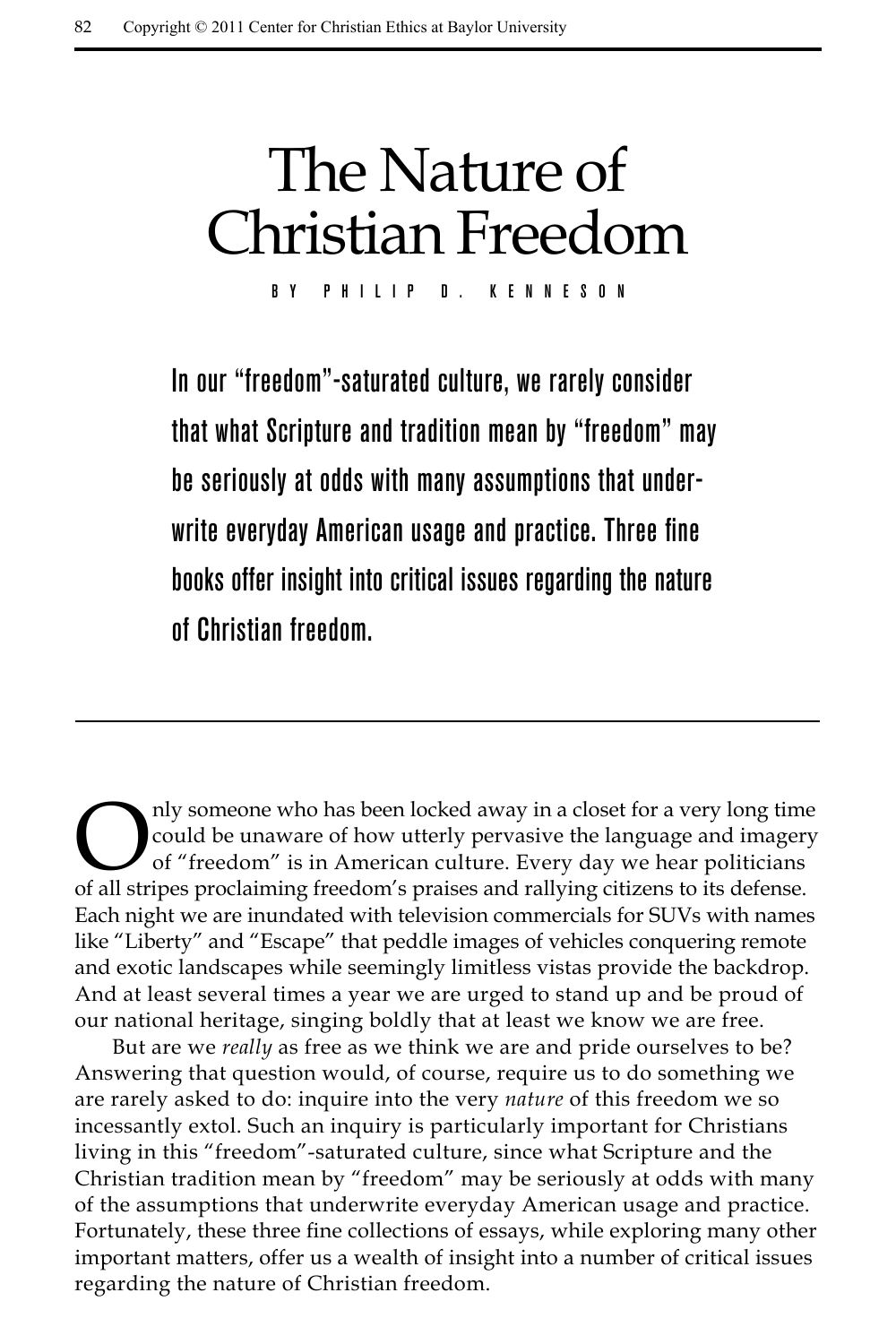# The Nature of Christian Freedom

BY PHILIP D. KENNESON

**In our "freedom"-saturated culture, we rarely consider that what Scripture and tradition mean by "freedom" may be seriously at odds with many assumptions that underwrite everyday American usage and practice. Three fine books offer insight into critical issues regarding the nature of Christian freedom.**

---

Only someone who has been locked away in a closet for a very long time could be unaware of how utterly pervasive the language and imagery of "freedom" is in American culture. Every day we hear politicians of all stripes proclaiming freedom's praises and rallying citizens to its defense. Each night we are inundated with television commercials for SUVs with names like "Liberty" and "Escape" that peddle images of vehicles conquering remote and exotic landscapes while seemingly limitless vistas provide the backdrop. And at least several times a year we are urged to stand up and be proud of our national heritage, singing boldly that at least we know we are free.

But are we *really* as free as we think we are and pride ourselves to be? Answering that question would, of course, require us to do something we are rarely asked to do: inquire into the very *nature* of this freedom we so incessantly extol. Such an inquiry is particularly important for Christians living in this "freedom"-saturated culture, since what Scripture and the Christian tradition mean by "freedom" may be seriously at odds with many of the assumptions that underwrite everyday American usage and practice. Fortunately, these three fine collections of essays, while exploring many other important matters, offer us a wealth of insight into a number of critical issues regarding the nature of Christian freedom.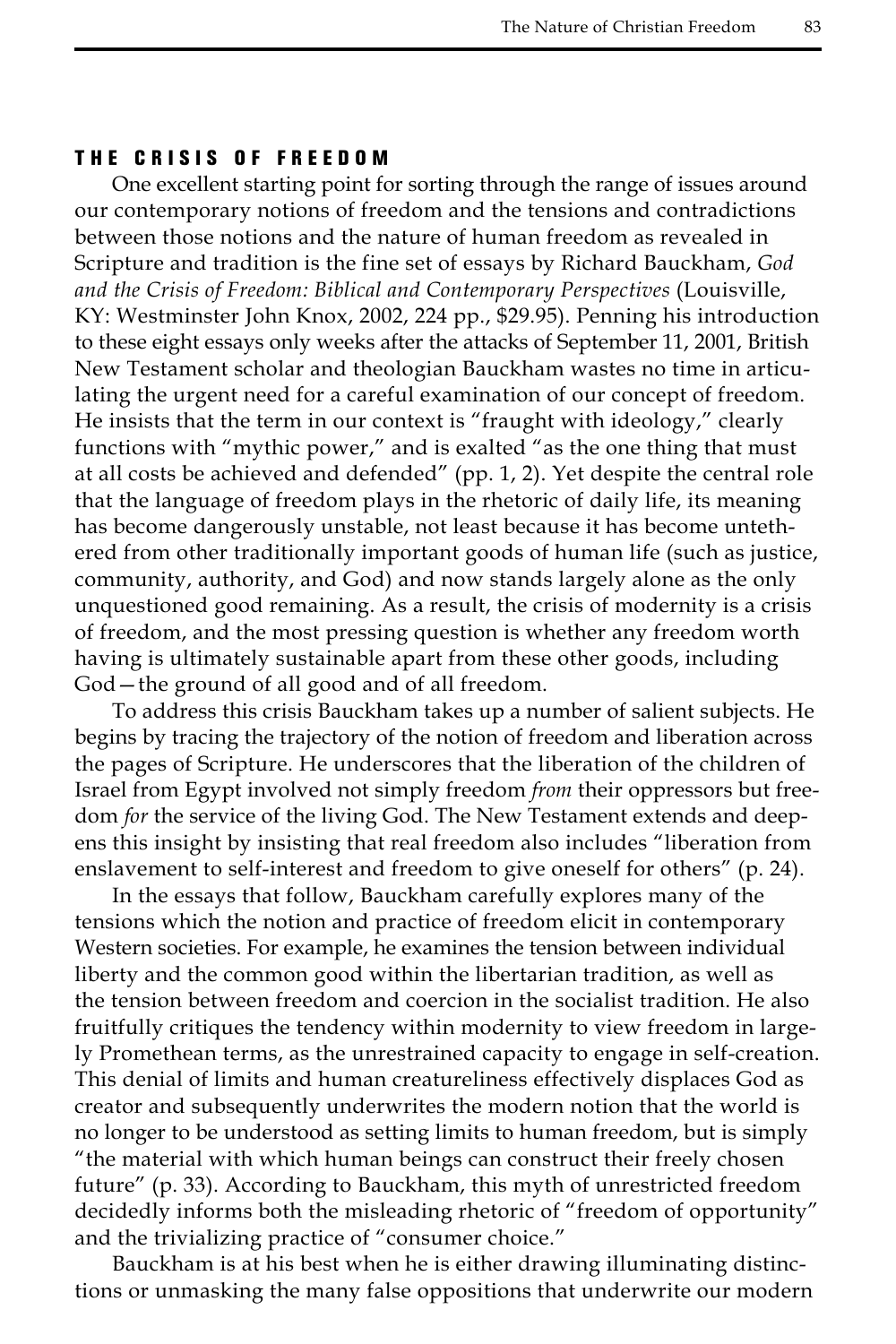## THE CRISIS OF FREEDOM

One excellent starting point for sorting through the range of issues around our contemporary notions of freedom and the tensions and contradictions between those notions and the nature of human freedom as revealed in Scripture and tradition is the fine set of essays by Richard Bauckham, *God and the Crisis of Freedom: Biblical and Contemporary Perspectives* (Louisville, KY: Westminster John Knox, 2002, 224 pp., $29.95). Penning his introduction to these eight essays only weeks after the attacks of September 11, 2001, British New Testament scholar and theologian Bauckham wastes no time in articulating the urgent need for a careful examination of our concept of freedom. He insists that the term in our context is "fraught with ideology," clearly functions with "mythic power," and is exalted "as the one thing that must at all costs be achieved and defended" (pp. 1, 2). Yet despite the central role that the language of freedom plays in the rhetoric of daily life, its meaning has become dangerously unstable, not least because it has become untethered from other traditionally important goods of human life (such as justice, community, authority, and God) and now stands largely alone as the only unquestioned good remaining. As a result, the crisis of modernity is a crisis of freedom, and the most pressing question is whether any freedom worth having is ultimately sustainable apart from these other goods, including God—the ground of all good and of all freedom.

To address this crisis Bauckham takes up a number of salient subjects. He begins by tracing the trajectory of the notion of freedom and liberation across the pages of Scripture. He underscores that the liberation of the children of Israel from Egypt involved not simply freedom *from* their oppressors but freedom *for* the service of the living God. The New Testament extends and deepens this insight by insisting that real freedom also includes "liberation from enslavement to self-interest and freedom to give oneself for others" (p. 24).

In the essays that follow, Bauckham carefully explores many of the tensions which the notion and practice of freedom elicit in contemporary Western societies. For example, he examines the tension between individual liberty and the common good within the libertarian tradition, as well as the tension between freedom and coercion in the socialist tradition. He also fruitfully critiques the tendency within modernity to view freedom in largely Promethean terms, as the unrestrained capacity to engage in self-creation. This denial of limits and human creatureliness effectively displaces God as creator and subsequently underwrites the modern notion that the world is no longer to be understood as setting limits to human freedom, but is simply "the material with which human beings can construct their freely chosen future" (p. 33). According to Bauckham, this myth of unrestricted freedom decidedly informs both the misleading rhetoric of "freedom of opportunity" and the trivializing practice of "consumer choice."

Bauckham is at his best when he is either drawing illuminating distinctions or unmasking the many false oppositions that underwrite our modern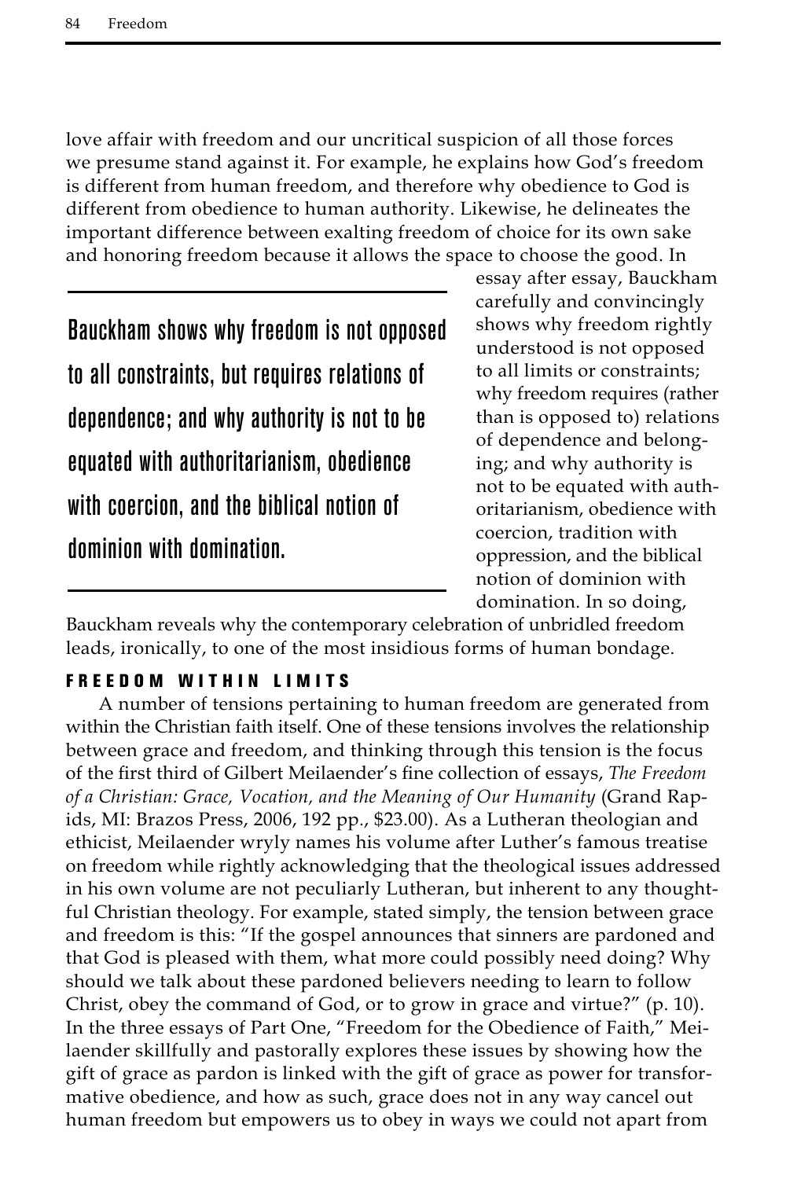love affair with freedom and our uncritical suspicion of all those forces we presume stand against it. For example, he explains how God's freedom is different from human freedom, and therefore why obedience to God is different from obedience to human authority. Likewise, he delineates the important difference between exalting freedom of choice for its own sake and honoring freedom because it allows the space to choose the good. In essay after essay, Bauckham carefully and convincingly shows why freedom rightly understood is not opposed to all limits or constraints; why freedom requires (rather than is opposed to) relations of dependence and belonging; and why authority is not to be equated with authoritarianism, obedience with coercion, tradition with oppression, and the biblical notion of dominion with domination. In so doing, Bauckham reveals why the contemporary celebration of unbridled freedom leads, ironically, to one of the most insidious forms of human bondage.

> Bauckham shows why freedom is not opposed to all constraints, but requires relations of dependence; and why authority is not to be equated with authoritarianism, obedience with coercion, and the biblical notion of dominion with domination.

## FREEDOM WITHIN LIMITS

A number of tensions pertaining to human freedom are generated from within the Christian faith itself. One of these tensions involves the relationship between grace and freedom, and thinking through this tension is the focus of the first third of Gilbert Meilaender's fine collection of essays, *The Freedom of a Christian: Grace, Vocation, and the Meaning of Our Humanity* (Grand Rapids, MI: Brazos Press, 2006, 192 pp., $23.00). As a Lutheran theologian and ethicist, Meilaender wryly names his volume after Luther's famous treatise on freedom while rightly acknowledging that the theological issues addressed in his own volume are not peculiarly Lutheran, but inherent to any thoughtful Christian theology. For example, stated simply, the tension between grace and freedom is this: "If the gospel announces that sinners are pardoned and that God is pleased with them, what more could possibly need doing? Why should we talk about these pardoned believers needing to learn to follow Christ, obey the command of God, or to grow in grace and virtue?" (p. 10). In the three essays of Part One, "Freedom for the Obedience of Faith," Meilaender skillfully and pastorally explores these issues by showing how the gift of grace as pardon is linked with the gift of grace as power for transformative obedience, and how as such, grace does not in any way cancel out human freedom but empowers us to obey in ways we could not apart from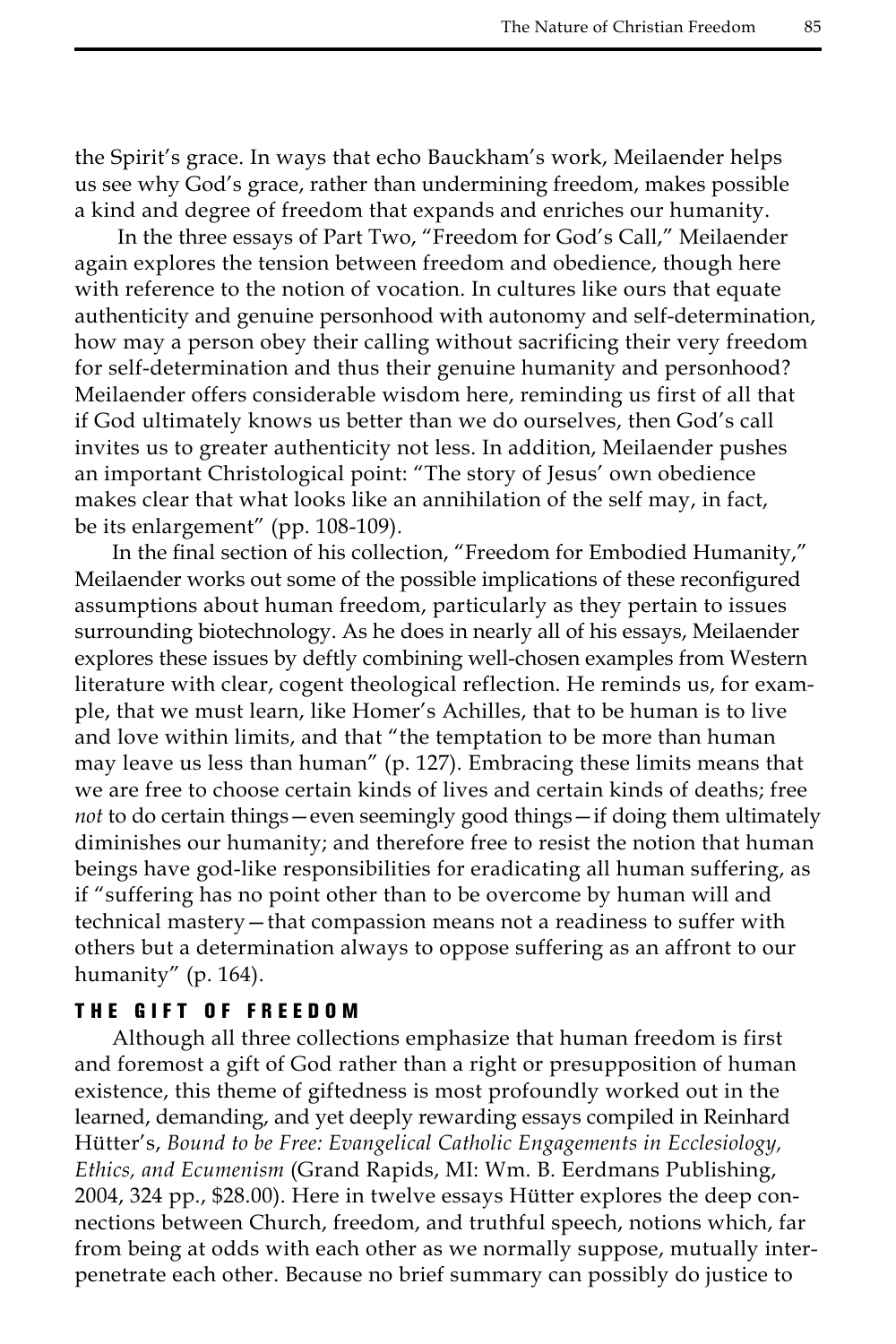the Spirit's grace. In ways that echo Bauckham's work, Meilaender helps us see why God's grace, rather than undermining freedom, makes possible a kind and degree of freedom that expands and enriches our humanity.

In the three essays of Part Two, "Freedom for God's Call," Meilaender again explores the tension between freedom and obedience, though here with reference to the notion of vocation. In cultures like ours that equate authenticity and genuine personhood with autonomy and self-determination, how may a person obey their calling without sacrificing their very freedom for self-determination and thus their genuine humanity and personhood? Meilaender offers considerable wisdom here, reminding us first of all that if God ultimately knows us better than we do ourselves, then God's call invites us to greater authenticity not less. In addition, Meilaender pushes an important Christological point: "The story of Jesus' own obedience makes clear that what looks like an annihilation of the self may, in fact, be its enlargement" (pp. 108-109).

In the final section of his collection, "Freedom for Embodied Humanity," Meilaender works out some of the possible implications of these reconfigured assumptions about human freedom, particularly as they pertain to issues surrounding biotechnology. As he does in nearly all of his essays, Meilaender explores these issues by deftly combining well-chosen examples from Western literature with clear, cogent theological reflection. He reminds us, for example, that we must learn, like Homer's Achilles, that to be human is to live and love within limits, and that "the temptation to be more than human may leave us less than human" (p. 127). Embracing these limits means that we are free to choose certain kinds of lives and certain kinds of deaths; free *not* to do certain things—even seemingly good things—if doing them ultimately diminishes our humanity; and therefore free to resist the notion that human beings have god-like responsibilities for eradicating all human suffering, as if "suffering has no point other than to be overcome by human will and technical mastery—that compassion means not a readiness to suffer with others but a determination always to oppose suffering as an affront to our humanity" (p. 164).

## THE GIFT OF FREEDOM

Although all three collections emphasize that human freedom is first and foremost a gift of God rather than a right or presupposition of human existence, this theme of giftedness is most profoundly worked out in the learned, demanding, and yet deeply rewarding essays compiled in Reinhard Hütter's, *Bound to be Free: Evangelical Catholic Engagements in Ecclesiology, Ethics, and Ecumenism* (Grand Rapids, MI: Wm. B. Eerdmans Publishing, 2004, 324 pp., $28.00). Here in twelve essays Hütter explores the deep connections between Church, freedom, and truthful speech, notions which, far from being at odds with each other as we normally suppose, mutually interpenetrate each other. Because no brief summary can possibly do justice to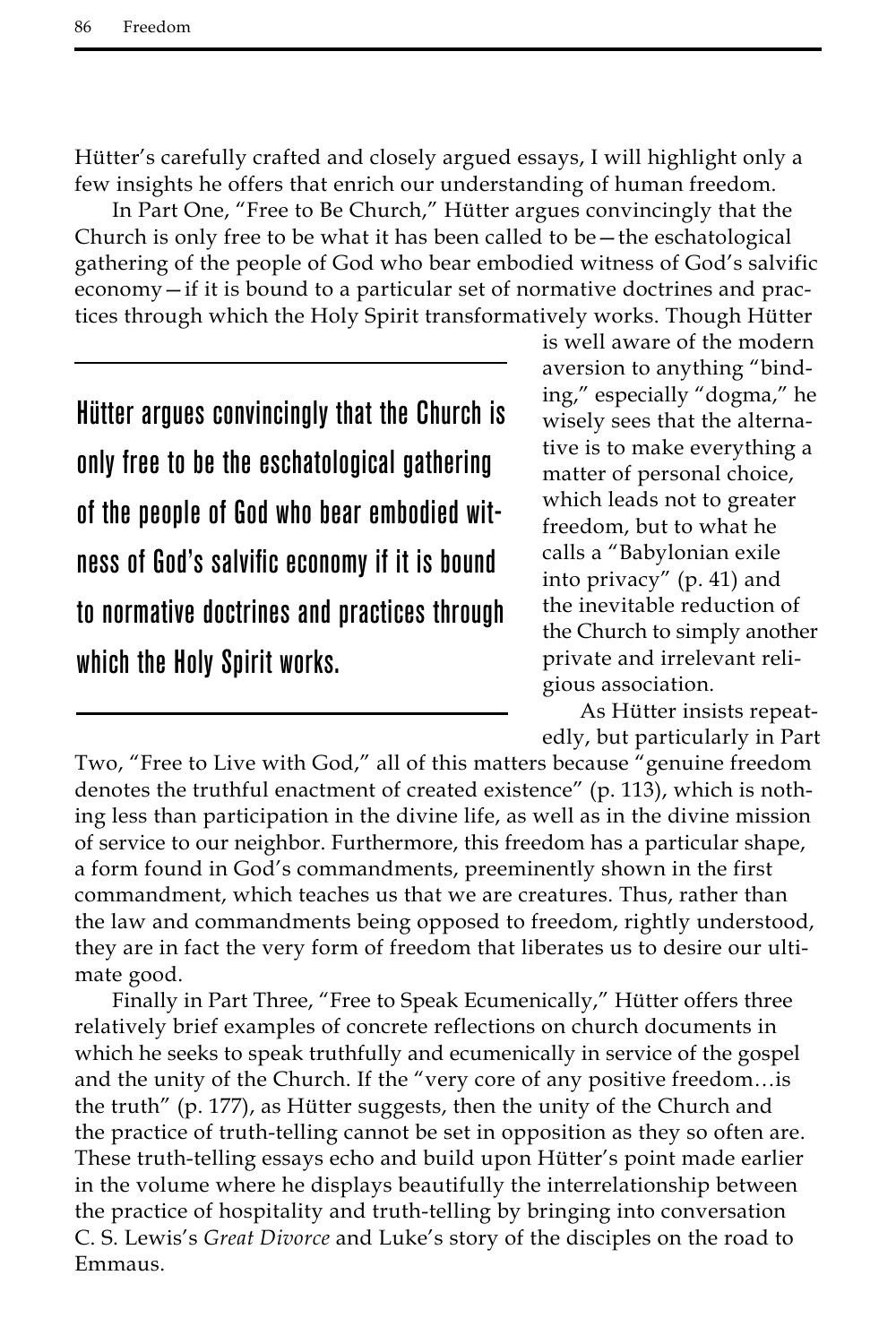Hütter's carefully crafted and closely argued essays, I will highlight only a few insights he offers that enrich our understanding of human freedom.

In Part One, "Free to Be Church," Hütter argues convincingly that the Church is only free to be what it has been called to be—the eschatological gathering of the people of God who bear embodied witness of God's salvific economy—if it is bound to a particular set of normative doctrines and practices through which the Holy Spirit transformatively works. Though Hütter is well aware of the modern aversion to anything "binding," especially "dogma," he wisely sees that the alternative is to make everything a matter of personal choice, which leads not to greater freedom, but to what he calls a "Babylonian exile into privacy" (p. 41) and the inevitable reduction of the Church to simply another private and irrelevant religious association.

> **Hütter argues convincingly that the Church is only free to be the eschatological gathering of the people of God who bear embodied witness of God's salvific economy if it is bound to normative doctrines and practices through which the Holy Spirit works.**

As Hütter insists repeatedly, but particularly in Part Two, "Free to Live with God," all of this matters because "genuine freedom denotes the truthful enactment of created existence" (p. 113), which is nothing less than participation in the divine life, as well as in the divine mission of service to our neighbor. Furthermore, this freedom has a particular shape, a form found in God's commandments, preeminently shown in the first commandment, which teaches us that we are creatures. Thus, rather than the law and commandments being opposed to freedom, rightly understood, they are in fact the very form of freedom that liberates us to desire our ultimate good.

Finally in Part Three, "Free to Speak Ecumenically," Hütter offers three relatively brief examples of concrete reflections on church documents in which he seeks to speak truthfully and ecumenically in service of the gospel and the unity of the Church. If the "very core of any positive freedom…is the truth" (p. 177), as Hütter suggests, then the unity of the Church and the practice of truth-telling cannot be set in opposition as they so often are. These truth-telling essays echo and build upon Hütter's point made earlier in the volume where he displays beautifully the interrelationship between the practice of hospitality and truth-telling by bringing into conversation C. S. Lewis's *Great Divorce* and Luke's story of the disciples on the road to Emmaus.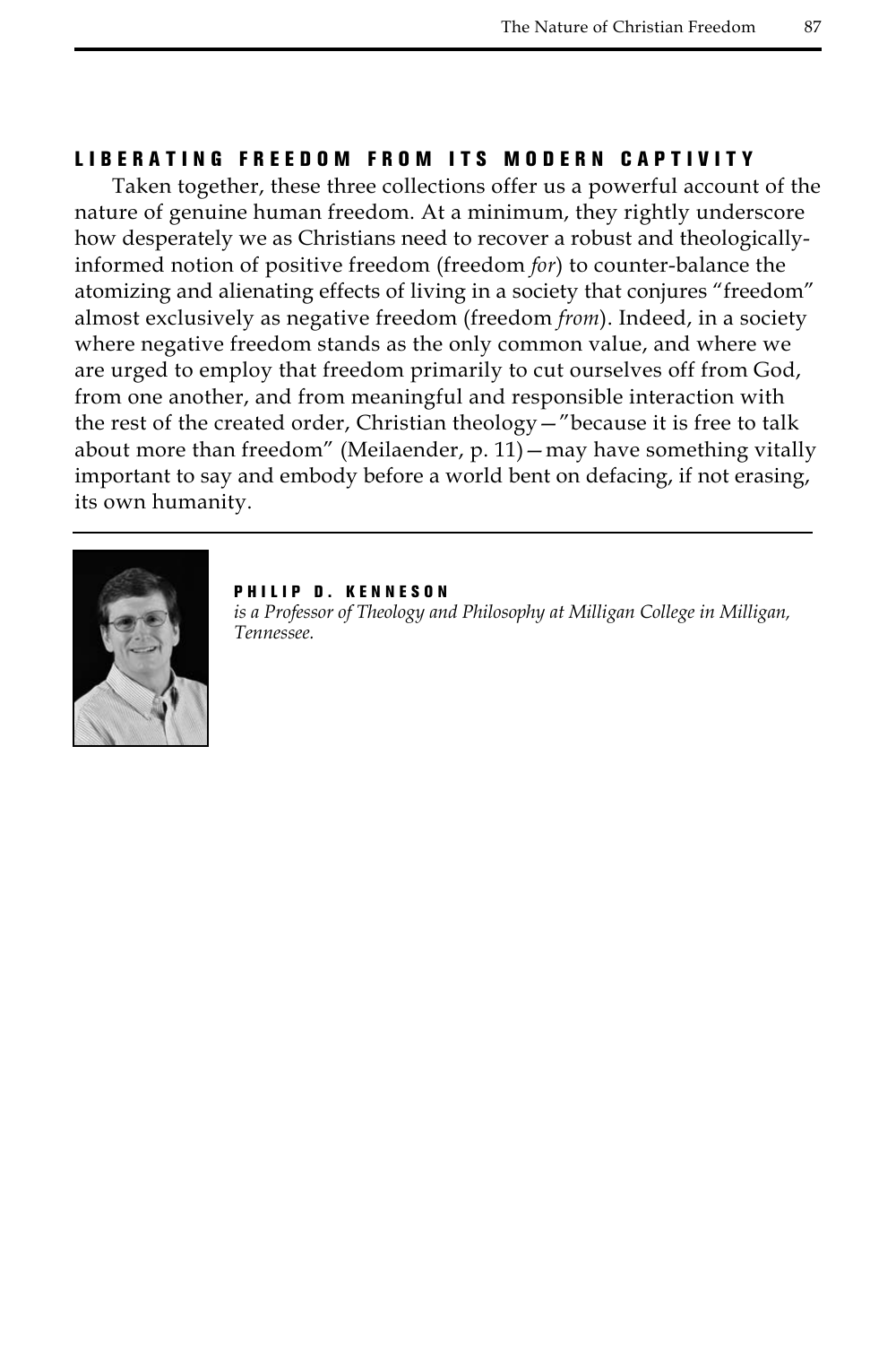## LIBERATING FREEDOM FROM ITS MODERN CAPTIVITY

Taken together, these three collections offer us a powerful account of the nature of genuine human freedom. At a minimum, they rightly underscore how desperately we as Christians need to recover a robust and theologically-informed notion of positive freedom (freedom *for*) to counter-balance the atomizing and alienating effects of living in a society that conjures "freedom" almost exclusively as negative freedom (freedom *from*). Indeed, in a society where negative freedom stands as the only common value, and where we are urged to employ that freedom primarily to cut ourselves off from God, from one another, and from meaningful and responsible interaction with the rest of the created order, Christian theology—"because it is free to talk about more than freedom" (Meilaender, p. 11)—may have something vitally important to say and embody before a world bent on defacing, if not erasing, its own humanity.

**PHILIP D. KENNESON**
*is a Professor of Theology and Philosophy at Milligan College in Milligan, Tennessee.*